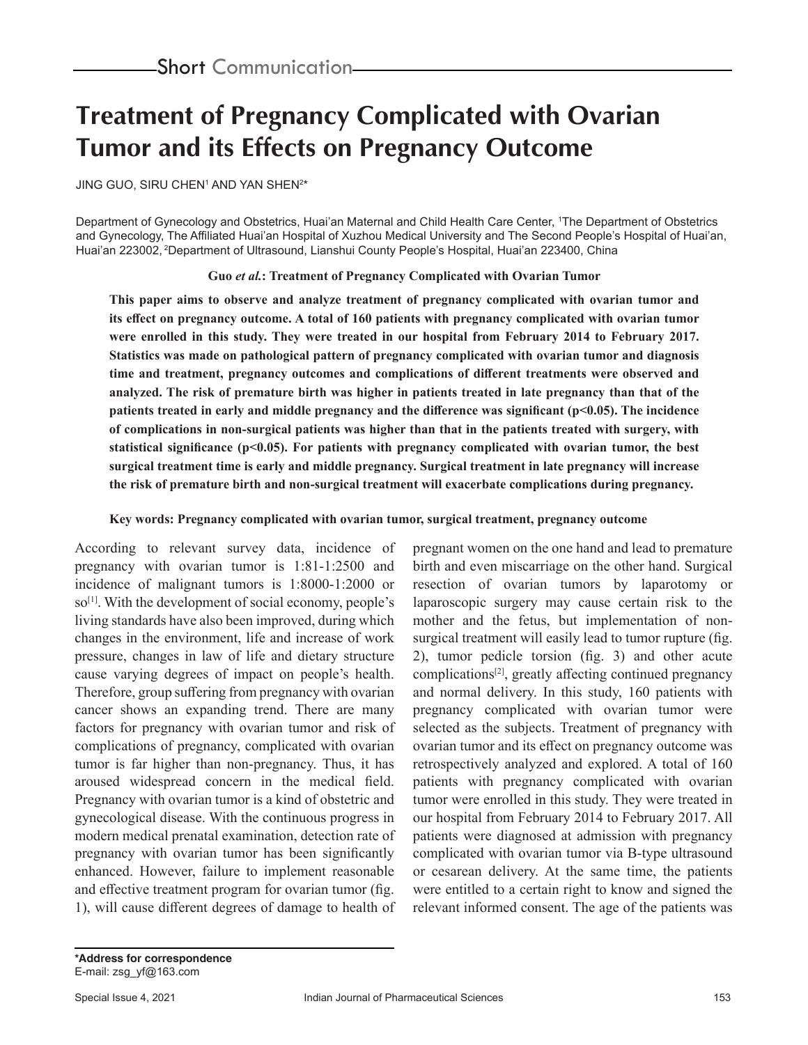Short Communication

# Treatment of Pregnancy Complicated with Ovarian Tumor and its Effects on Pregnancy Outcome

JING GUO, SIRU CHEN[1] AND YAN SHEN[2]*

Department of Gynecology and Obstetrics, Huai'an Maternal and Child Health Care Center, [1]The Department of Obstetrics and Gynecology, The Affiliated Huai'an Hospital of Xuzhou Medical University and The Second People's Hospital of Huai'an, Huai'an 223002, [2]Department of Ultrasound, Lianshui County People's Hospital, Huai'an 223400, China

**Guo *et al.*: Treatment of Pregnancy Complicated with Ovarian Tumor**

**This paper aims to observe and analyze treatment of pregnancy complicated with ovarian tumor and its effect on pregnancy outcome. A total of 160 patients with pregnancy complicated with ovarian tumor were enrolled in this study. They were treated in our hospital from February 2014 to February 2017. Statistics was made on pathological pattern of pregnancy complicated with ovarian tumor and diagnosis time and treatment, pregnancy outcomes and complications of different treatments were observed and analyzed. The risk of premature birth was higher in patients treated in late pregnancy than that of the patients treated in early and middle pregnancy and the difference was significant ($p<0.05$). The incidence of complications in non-surgical patients was higher than that in the patients treated with surgery, with statistical significance ($p<0.05$). For patients with pregnancy complicated with ovarian tumor, the best surgical treatment time is early and middle pregnancy. Surgical treatment in late pregnancy will increase the risk of premature birth and non-surgical treatment will exacerbate complications during pregnancy.**

**Key words: Pregnancy complicated with ovarian tumor, surgical treatment, pregnancy outcome**

According to relevant survey data, incidence of pregnancy with ovarian tumor is 1:81-1:2500 and incidence of malignant tumors is 1:8000-1:2000 or so[1]. With the development of social economy, people's living standards have also been improved, during which changes in the environment, life and increase of work pressure, changes in law of life and dietary structure cause varying degrees of impact on people's health. Therefore, group suffering from pregnancy with ovarian cancer shows an expanding trend. There are many factors for pregnancy with ovarian tumor and risk of complications of pregnancy, complicated with ovarian tumor is far higher than non-pregnancy. Thus, it has aroused widespread concern in the medical field. Pregnancy with ovarian tumor is a kind of obstetric and gynecological disease. With the continuous progress in modern medical prenatal examination, detection rate of pregnancy with ovarian tumor has been significantly enhanced. However, failure to implement reasonable and effective treatment program for ovarian tumor (fig. 1), will cause different degrees of damage to health of pregnant women on the one hand and lead to premature birth and even miscarriage on the other hand. Surgical resection of ovarian tumors by laparotomy or laparoscopic surgery may cause certain risk to the mother and the fetus, but implementation of non-surgical treatment will easily lead to tumor rupture (fig. 2), tumor pedicle torsion (fig. 3) and other acute complications[2], greatly affecting continued pregnancy and normal delivery. In this study, 160 patients with pregnancy complicated with ovarian tumor were selected as the subjects. Treatment of pregnancy with ovarian tumor and its effect on pregnancy outcome was retrospectively analyzed and explored. A total of 160 patients with pregnancy complicated with ovarian tumor were enrolled in this study. They were treated in our hospital from February 2014 to February 2017. All patients were diagnosed at admission with pregnancy complicated with ovarian tumor via B-type ultrasound or cesarean delivery. At the same time, the patients were entitled to a certain right to know and signed the relevant informed consent. The age of the patients was

**\*Address for correspondence**
E-mail: zsg_yf@163.com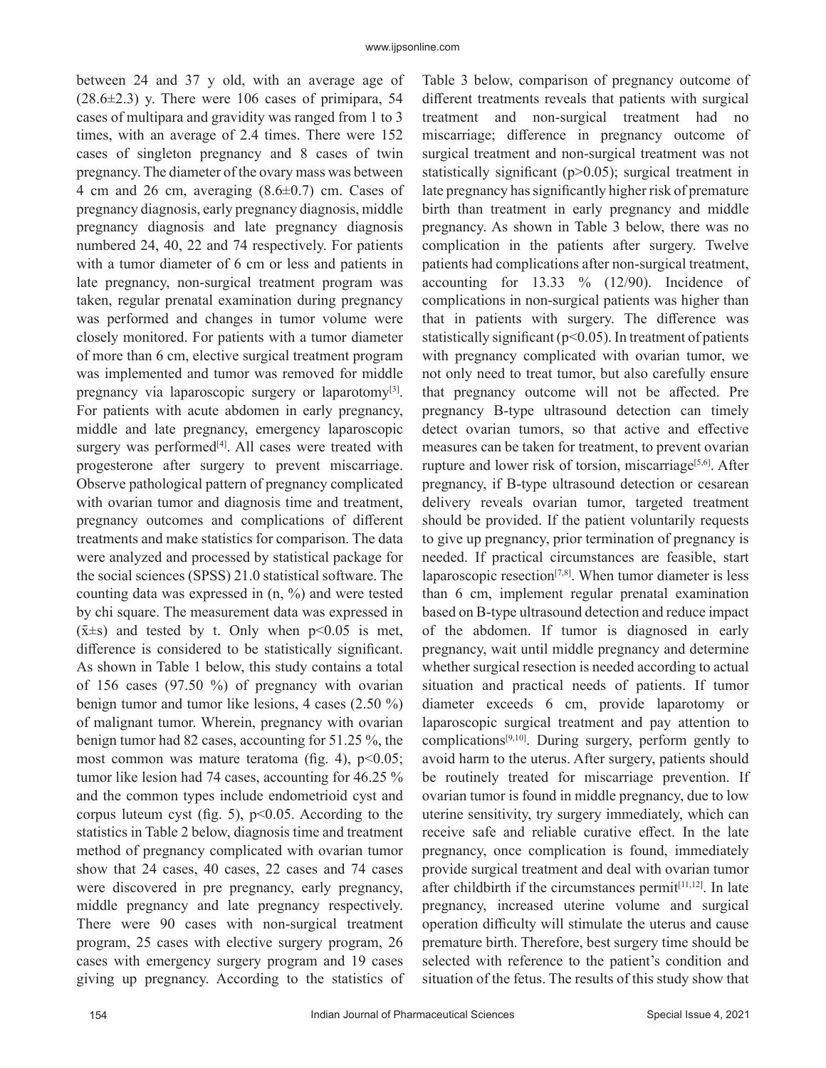between 24 and 37 y old, with an average age of (28.6±2.3) y. There were 106 cases of primipara, 54 cases of multipara and gravidity was ranged from 1 to 3 times, with an average of 2.4 times. There were 152 cases of singleton pregnancy and 8 cases of twin pregnancy. The diameter of the ovary mass was between 4 cm and 26 cm, averaging (8.6±0.7) cm. Cases of pregnancy diagnosis, early pregnancy diagnosis, middle pregnancy diagnosis and late pregnancy diagnosis numbered 24, 40, 22 and 74 respectively. For patients with a tumor diameter of 6 cm or less and patients in late pregnancy, non-surgical treatment program was taken, regular prenatal examination during pregnancy was performed and changes in tumor volume were closely monitored. For patients with a tumor diameter of more than 6 cm, elective surgical treatment program was implemented and tumor was removed for middle pregnancy via laparoscopic surgery or laparotomy[3]. For patients with acute abdomen in early pregnancy, middle and late pregnancy, emergency laparoscopic surgery was performed[4]. All cases were treated with progesterone after surgery to prevent miscarriage. Observe pathological pattern of pregnancy complicated with ovarian tumor and diagnosis time and treatment, pregnancy outcomes and complications of different treatments and make statistics for comparison. The data were analyzed and processed by statistical package for the social sciences (SPSS) 21.0 statistical software. The counting data was expressed in (n, %) and were tested by chi square. The measurement data was expressed in ($\bar{x}$±s) and tested by t. Only when $p<0.05$ is met, difference is considered to be statistically significant.

As shown in Table 1 below, this study contains a total of 156 cases (97.50 %) of pregnancy with ovarian benign tumor and tumor like lesions, 4 cases (2.50 %) of malignant tumor. Wherein, pregnancy with ovarian benign tumor had 82 cases, accounting for 51.25 %, the most common was mature teratoma (fig. 4), $p<0.05$; tumor like lesion had 74 cases, accounting for 46.25 % and the common types include endometrioid cyst and corpus luteum cyst (fig. 5), $p<0.05$. According to the statistics in Table 2 below, diagnosis time and treatment method of pregnancy complicated with ovarian tumor show that 24 cases, 40 cases, 22 cases and 74 cases were discovered in pre pregnancy, early pregnancy, middle pregnancy and late pregnancy respectively. There were 90 cases with non-surgical treatment program, 25 cases with elective surgery program, 26 cases with emergency surgery program and 19 cases giving up pregnancy. According to the statistics of Table 3 below, comparison of pregnancy outcome of different treatments reveals that patients with surgical treatment and non-surgical treatment had no miscarriage; difference in pregnancy outcome of surgical treatment and non-surgical treatment was not statistically significant ($p>0.05$); surgical treatment in late pregnancy has significantly higher risk of premature birth than treatment in early pregnancy and middle pregnancy. As shown in Table 3 below, there was no complication in the patients after surgery. Twelve patients had complications after non-surgical treatment, accounting for 13.33 % (12/90). Incidence of complications in non-surgical patients was higher than that in patients with surgery. The difference was statistically significant ($p<0.05$). In treatment of patients with pregnancy complicated with ovarian tumor, we not only need to treat tumor, but also carefully ensure that pregnancy outcome will not be affected. Pre pregnancy B-type ultrasound detection can timely detect ovarian tumors, so that active and effective measures can be taken for treatment, to prevent ovarian rupture and lower risk of torsion, miscarriage[5,6]. After pregnancy, if B-type ultrasound detection or cesarean delivery reveals ovarian tumor, targeted treatment should be provided. If the patient voluntarily requests to give up pregnancy, prior termination of pregnancy is needed. If practical circumstances are feasible, start laparoscopic resection[7,8]. When tumor diameter is less than 6 cm, implement regular prenatal examination based on B-type ultrasound detection and reduce impact of the abdomen. If tumor is diagnosed in early pregnancy, wait until middle pregnancy and determine whether surgical resection is needed according to actual situation and practical needs of patients. If tumor diameter exceeds 6 cm, provide laparotomy or laparoscopic surgical treatment and pay attention to complications[9,10]. During surgery, perform gently to avoid harm to the uterus. After surgery, patients should be routinely treated for miscarriage prevention. If ovarian tumor is found in middle pregnancy, due to low uterine sensitivity, try surgery immediately, which can receive safe and reliable curative effect. In the late pregnancy, once complication is found, immediately provide surgical treatment and deal with ovarian tumor after childbirth if the circumstances permit[11,12]. In late pregnancy, increased uterine volume and surgical operation difficulty will stimulate the uterus and cause premature birth. Therefore, best surgery time should be selected with reference to the patient's condition and situation of the fetus. The results of this study show that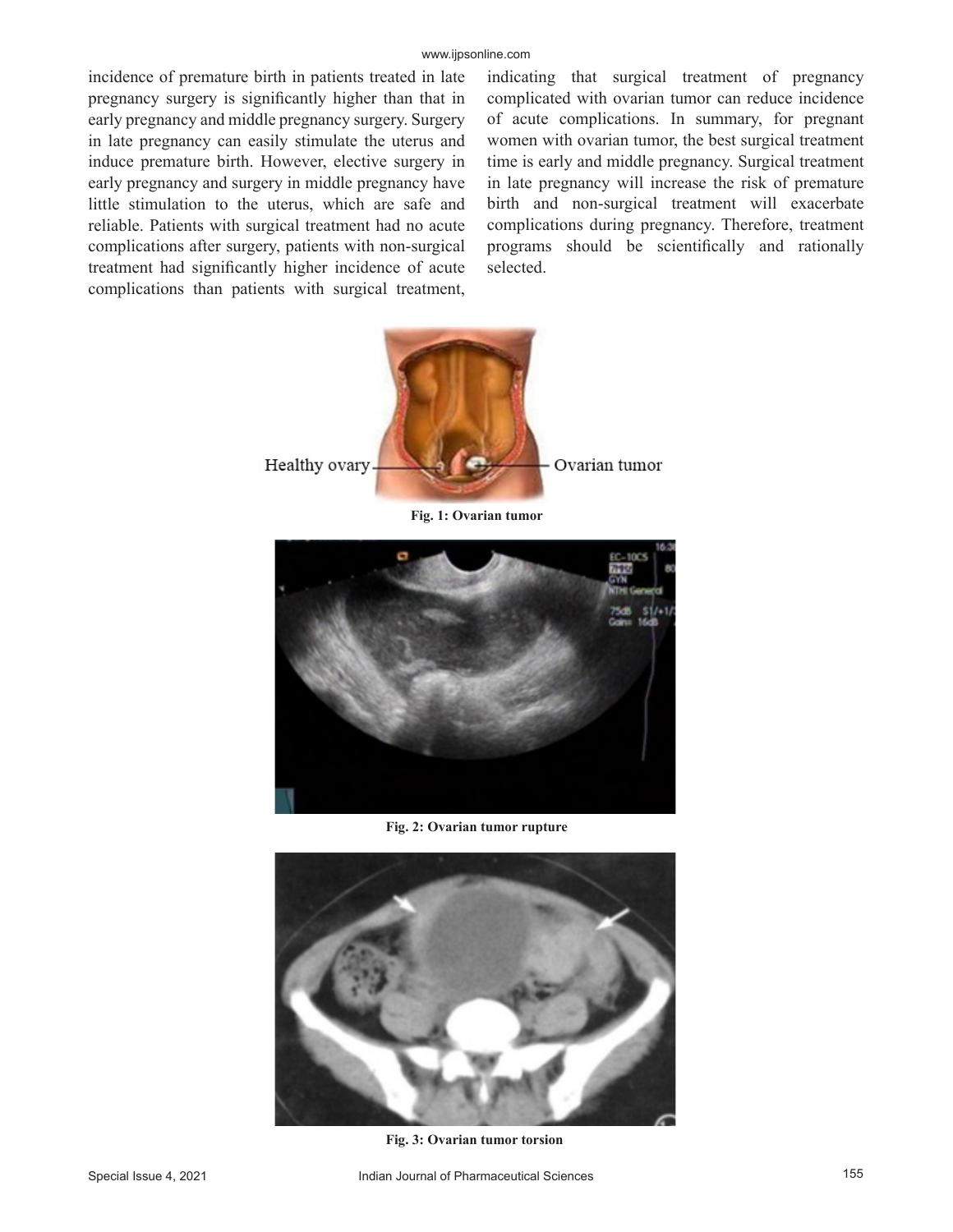incidence of premature birth in patients treated in late pregnancy surgery is significantly higher than that in early pregnancy and middle pregnancy surgery. Surgery in late pregnancy can easily stimulate the uterus and induce premature birth. However, elective surgery in early pregnancy and surgery in middle pregnancy have little stimulation to the uterus, which are safe and reliable. Patients with surgical treatment had no acute complications after surgery, patients with non-surgical treatment had significantly higher incidence of acute complications than patients with surgical treatment, indicating that surgical treatment of pregnancy complicated with ovarian tumor can reduce incidence of acute complications. In summary, for pregnant women with ovarian tumor, the best surgical treatment time is early and middle pregnancy. Surgical treatment in late pregnancy will increase the risk of premature birth and non-surgical treatment will exacerbate complications during pregnancy. Therefore, treatment programs should be scientifically and rationally selected.

**Fig. 1: Ovarian tumor**

**Fig. 2: Ovarian tumor rupture**

**Fig. 3: Ovarian tumor torsion**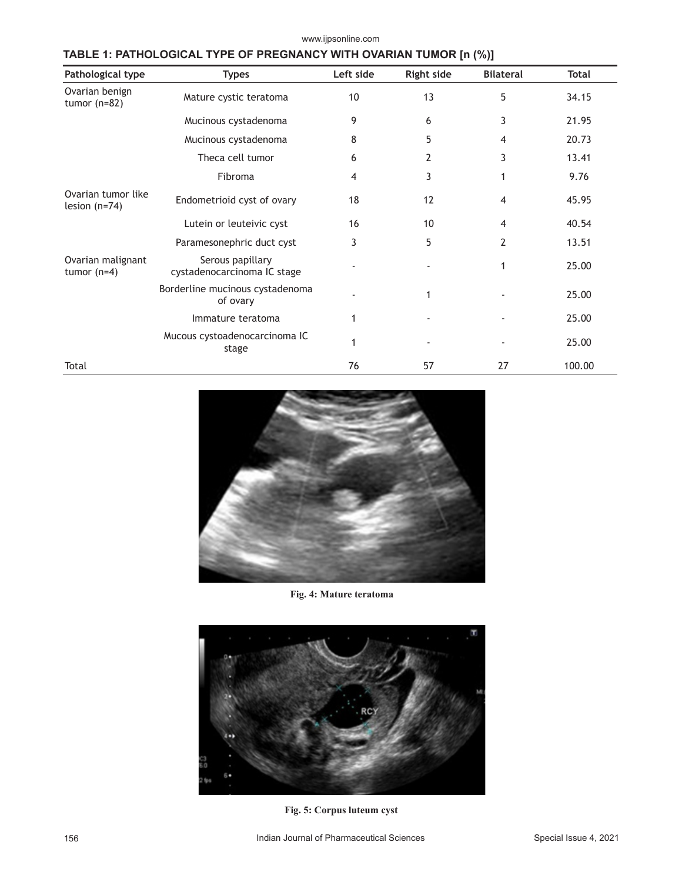**TABLE 1: PATHOLOGICAL TYPE OF PREGNANCY WITH OVARIAN TUMOR [n (%)]**

| Pathological type | Types | Left side | Right side | Bilateral | Total |
|---|---|---|---|---|---|
| Ovarian benign tumor (n=82) | Mature cystic teratoma | 10 | 13 | 5 | 34.15 |
| | Mucinous cystadenoma | 9 | 6 | 3 | 21.95 |
| | Mucinous cystadenoma | 8 | 5 | 4 | 20.73 |
| | Theca cell tumor | 6 | 2 | 3 | 13.41 |
| | Fibroma | 4 | 3 | 1 | 9.76 |
| Ovarian tumor like lesion (n=74) | Endometrioid cyst of ovary | 18 | 12 | 4 | 45.95 |
| | Lutein or leuteivic cyst | 16 | 10 | 4 | 40.54 |
| | Paramesonephric duct cyst | 3 | 5 | 2 | 13.51 |
| Ovarian malignant tumor (n=4) | Serous papillary cystadenocarcinoma IC stage | - | - | 1 | 25.00 |
| | Borderline mucinous cystadenoma of ovary | - | 1 | - | 25.00 |
| | Immature teratoma | 1 | - | - | 25.00 |
| | Mucous cystoadenocarcinoma IC stage | 1 | - | - | 25.00 |
| Total | | 76 | 57 | 27 | 100.00 |

**Fig. 4: Mature teratoma**

**Fig. 5: Corpus luteum cyst**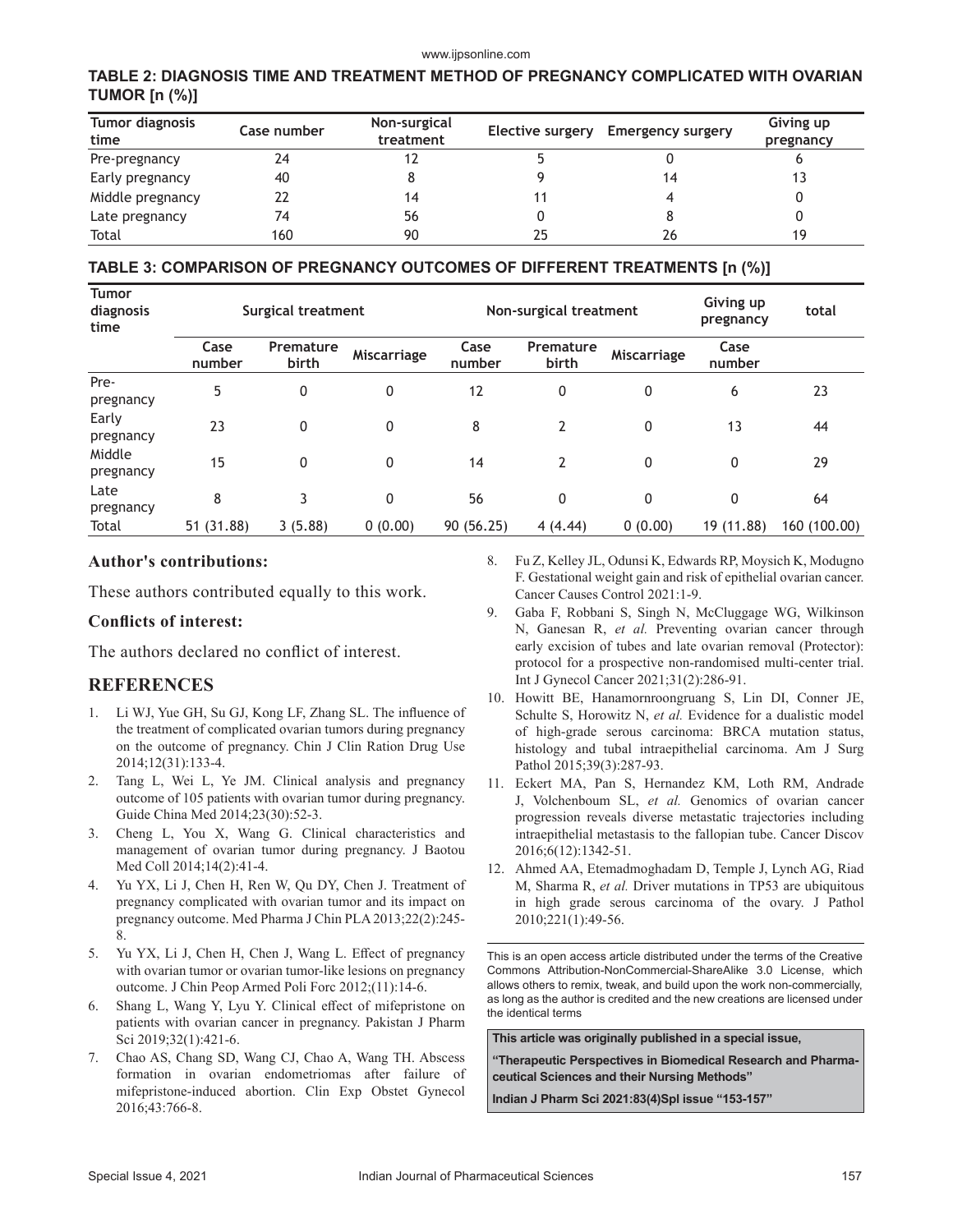**TABLE 2: DIAGNOSIS TIME AND TREATMENT METHOD OF PREGNANCY COMPLICATED WITH OVARIAN TUMOR [n (%)]**

| Tumor diagnosis time | Case number | Non-surgical treatment | Elective surgery | Emergency surgery | Giving up pregnancy |
|---|---|---|---|---|---|
| Pre-pregnancy | 24 | 12 | 5 | 0 | 6 |
| Early pregnancy | 40 | 8 | 9 | 14 | 13 |
| Middle pregnancy | 22 | 14 | 11 | 4 | 0 |
| Late pregnancy | 74 | 56 | 0 | 8 | 0 |
| Total | 160 | 90 | 25 | 26 | 19 |

**TABLE 3: COMPARISON OF PREGNANCY OUTCOMES OF DIFFERENT TREATMENTS [n (%)]**

| Tumor diagnosis time | Surgical treatment | | | Non-surgical treatment | | | Giving up pregnancy | total |
|---|---|---|---|---|---|---|---|---|
| | Case number | Premature birth | Miscarriage | Case number | Premature birth | Miscarriage | Case number | |
| Pre-pregnancy | 5 | 0 | 0 | 12 | 0 | 0 | 6 | 23 |
| Early pregnancy | 23 | 0 | 0 | 8 | 2 | 0 | 13 | 44 |
| Middle pregnancy | 15 | 0 | 0 | 14 | 2 | 0 | 0 | 29 |
| Late pregnancy | 8 | 3 | 0 | 56 | 0 | 0 | 0 | 64 |
| Total | 51 (31.88) | 3 (5.88) | 0 (0.00) | 90 (56.25) | 4 (4.44) | 0 (0.00) | 19 (11.88) | 160 (100.00) |

### Author's contributions:

These authors contributed equally to this work.

### Conflicts of interest:

The authors declared no conflict of interest.

## REFERENCES

1. Li WJ, Yue GH, Su GJ, Kong LF, Zhang SL. The influence of the treatment of complicated ovarian tumors during pregnancy on the outcome of pregnancy. Chin J Clin Ration Drug Use 2014;12(31):133-4.
2. Tang L, Wei L, Ye JM. Clinical analysis and pregnancy outcome of 105 patients with ovarian tumor during pregnancy. Guide China Med 2014;23(30):52-3.
3. Cheng L, You X, Wang G. Clinical characteristics and management of ovarian tumor during pregnancy. J Baotou Med Coll 2014;14(2):41-4.
4. Yu YX, Li J, Chen H, Ren W, Qu DY, Chen J. Treatment of pregnancy complicated with ovarian tumor and its impact on pregnancy outcome. Med Pharma J Chin PLA 2013;22(2):245-8.
5. Yu YX, Li J, Chen H, Chen J, Wang L. Effect of pregnancy with ovarian tumor or ovarian tumor-like lesions on pregnancy outcome. J Chin Peop Armed Poli Forc 2012;(11):14-6.
6. Shang L, Wang Y, Lyu Y. Clinical effect of mifepristone on patients with ovarian cancer in pregnancy. Pakistan J Pharm Sci 2019;32(1):421-6.
7. Chao AS, Chang SD, Wang CJ, Chao A, Wang TH. Abscess formation in ovarian endometriomas after failure of mifepristone-induced abortion. Clin Exp Obstet Gynecol 2016;43:766-8.
8. Fu Z, Kelley JL, Odunsi K, Edwards RP, Moysich K, Modugno F. Gestational weight gain and risk of epithelial ovarian cancer. Cancer Causes Control 2021:1-9.
9. Gaba F, Robbani S, Singh N, McCluggage WG, Wilkinson N, Ganesan R, *et al.* Preventing ovarian cancer through early excision of tubes and late ovarian removal (Protector): protocol for a prospective non-randomised multi-center trial. Int J Gynecol Cancer 2021;31(2):286-91.
10. Howitt BE, Hanamornroongruang S, Lin DI, Conner JE, Schulte S, Horowitz N, *et al.* Evidence for a dualistic model of high-grade serous carcinoma: BRCA mutation status, histology and tubal intraepithelial carcinoma. Am J Surg Pathol 2015;39(3):287-93.
11. Eckert MA, Pan S, Hernandez KM, Loth RM, Andrade J, Volchenboum SL, *et al.* Genomics of ovarian cancer progression reveals diverse metastatic trajectories including intraepithelial metastasis to the fallopian tube. Cancer Discov 2016;6(12):1342-51.
12. Ahmed AA, Etemadmoghadam D, Temple J, Lynch AG, Riad M, Sharma R, *et al.* Driver mutations in TP53 are ubiquitous in high grade serous carcinoma of the ovary. J Pathol 2010;221(1):49-56.

This is an open access article distributed under the terms of the Creative Commons Attribution-NonCommercial-ShareAlike 3.0 License, which allows others to remix, tweak, and build upon the work non-commercially, as long as the author is credited and the new creations are licensed under the identical terms

**This article was originally published in a special issue,**

**"Therapeutic Perspectives in Biomedical Research and Pharmaceutical Sciences and their Nursing Methods"**

**Indian J Pharm Sci 2021:83(4)Spl issue "153-157"**